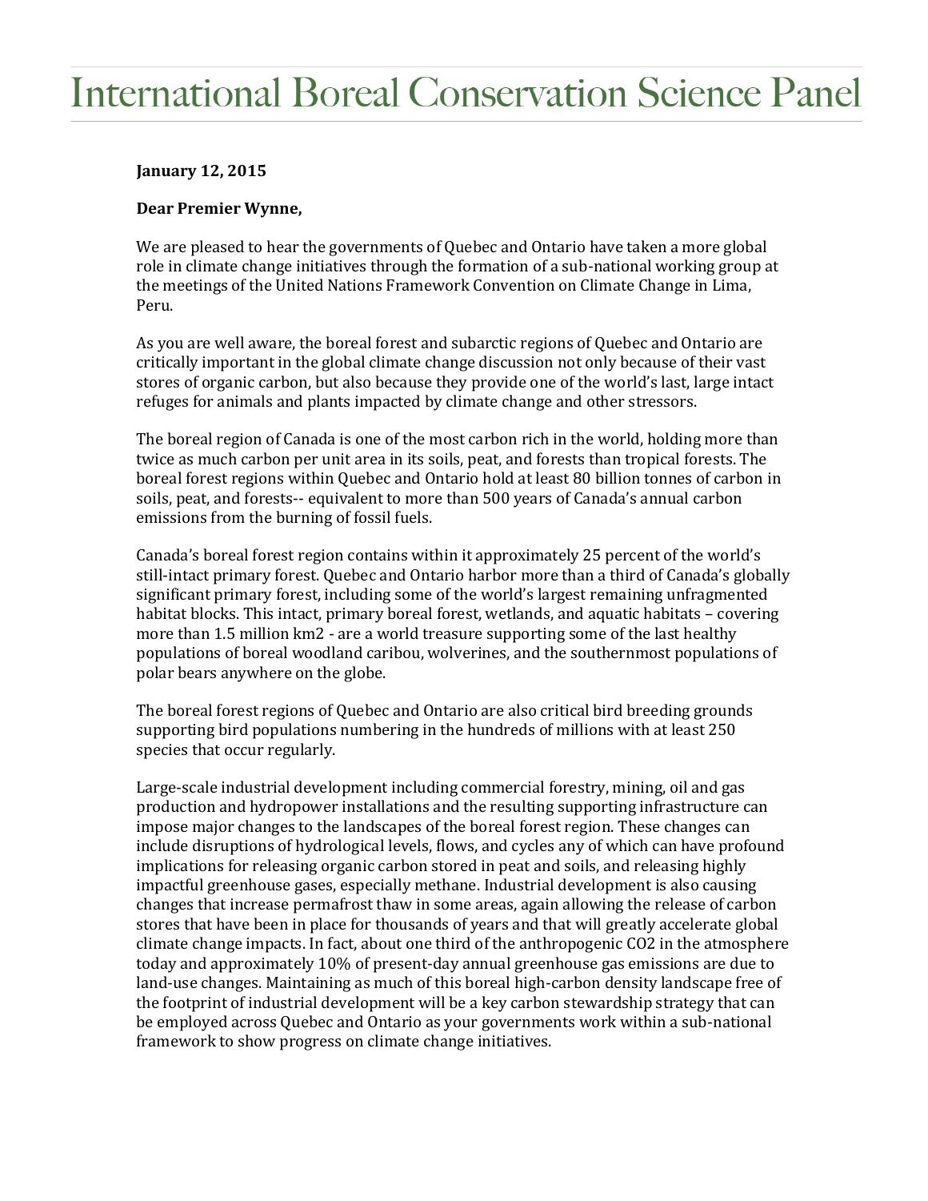# International Boreal Conservation Science Panel

**January 12, 2015**

**Dear Premier Wynne,**

We are pleased to hear the governments of Quebec and Ontario have taken a more global role in climate change initiatives through the formation of a sub-national working group at the meetings of the United Nations Framework Convention on Climate Change in Lima, Peru.

As you are well aware, the boreal forest and subarctic regions of Quebec and Ontario are critically important in the global climate change discussion not only because of their vast stores of organic carbon, but also because they provide one of the world's last, large intact refuges for animals and plants impacted by climate change and other stressors.

The boreal region of Canada is one of the most carbon rich in the world, holding more than twice as much carbon per unit area in its soils, peat, and forests than tropical forests. The boreal forest regions within Quebec and Ontario hold at least 80 billion tonnes of carbon in soils, peat, and forests-- equivalent to more than 500 years of Canada's annual carbon emissions from the burning of fossil fuels.

Canada's boreal forest region contains within it approximately 25 percent of the world's still-intact primary forest. Quebec and Ontario harbor more than a third of Canada's globally significant primary forest, including some of the world's largest remaining unfragmented habitat blocks. This intact, primary boreal forest, wetlands, and aquatic habitats – covering more than 1.5 million km2 - are a world treasure supporting some of the last healthy populations of boreal woodland caribou, wolverines, and the southernmost populations of polar bears anywhere on the globe.

The boreal forest regions of Quebec and Ontario are also critical bird breeding grounds supporting bird populations numbering in the hundreds of millions with at least 250 species that occur regularly.

Large-scale industrial development including commercial forestry, mining, oil and gas production and hydropower installations and the resulting supporting infrastructure can impose major changes to the landscapes of the boreal forest region. These changes can include disruptions of hydrological levels, flows, and cycles any of which can have profound implications for releasing organic carbon stored in peat and soils, and releasing highly impactful greenhouse gases, especially methane. Industrial development is also causing changes that increase permafrost thaw in some areas, again allowing the release of carbon stores that have been in place for thousands of years and that will greatly accelerate global climate change impacts. In fact, about one third of the anthropogenic $CO_2$ in the atmosphere today and approximately 10% of present-day annual greenhouse gas emissions are due to land-use changes. Maintaining as much of this boreal high-carbon density landscape free of the footprint of industrial development will be a key carbon stewardship strategy that can be employed across Quebec and Ontario as your governments work within a sub-national framework to show progress on climate change initiatives.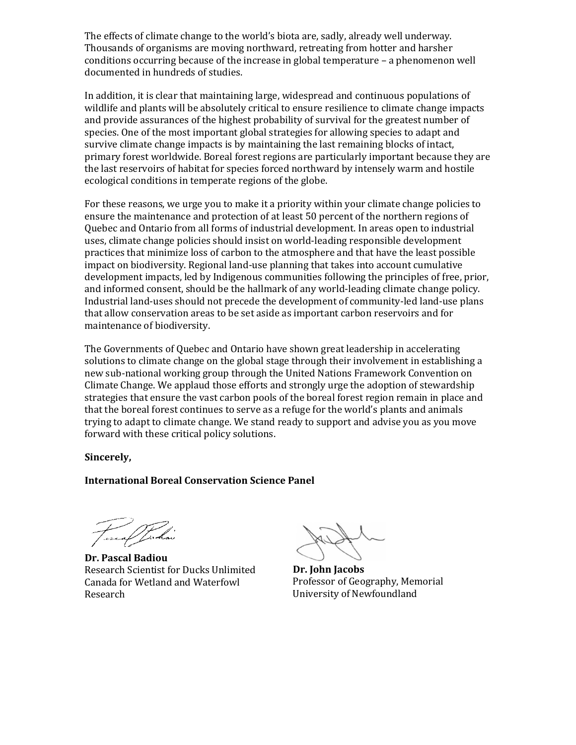The effects of climate change to the world's biota are, sadly, already well underway. Thousands of organisms are moving northward, retreating from hotter and harsher conditions occurring because of the increase in global temperature – a phenomenon well documented in hundreds of studies.

In addition, it is clear that maintaining large, widespread and continuous populations of wildlife and plants will be absolutely critical to ensure resilience to climate change impacts and provide assurances of the highest probability of survival for the greatest number of species. One of the most important global strategies for allowing species to adapt and survive climate change impacts is by maintaining the last remaining blocks of intact, primary forest worldwide. Boreal forest regions are particularly important because they are the last reservoirs of habitat for species forced northward by intensely warm and hostile ecological conditions in temperate regions of the globe.

For these reasons, we urge you to make it a priority within your climate change policies to ensure the maintenance and protection of at least 50 percent of the northern regions of Quebec and Ontario from all forms of industrial development. In areas open to industrial uses, climate change policies should insist on world-leading responsible development practices that minimize loss of carbon to the atmosphere and that have the least possible impact on biodiversity. Regional land-use planning that takes into account cumulative development impacts, led by Indigenous communities following the principles of free, prior, and informed consent, should be the hallmark of any world-leading climate change policy. Industrial land-uses should not precede the development of community-led land-use plans that allow conservation areas to be set aside as important carbon reservoirs and for maintenance of biodiversity.

The Governments of Quebec and Ontario have shown great leadership in accelerating solutions to climate change on the global stage through their involvement in establishing a new sub-national working group through the United Nations Framework Convention on Climate Change. We applaud those efforts and strongly urge the adoption of stewardship strategies that ensure the vast carbon pools of the boreal forest region remain in place and that the boreal forest continues to serve as a refuge for the world's plants and animals trying to adapt to climate change. We stand ready to support and advise you as you move forward with these critical policy solutions.

**Sincerely,**

**International Boreal Conservation Science Panel**

**Dr. Pascal Badiou**
Research Scientist for Ducks Unlimited Canada for Wetland and Waterfowl Research

**Dr. John Jacobs**
Professor of Geography, Memorial University of Newfoundland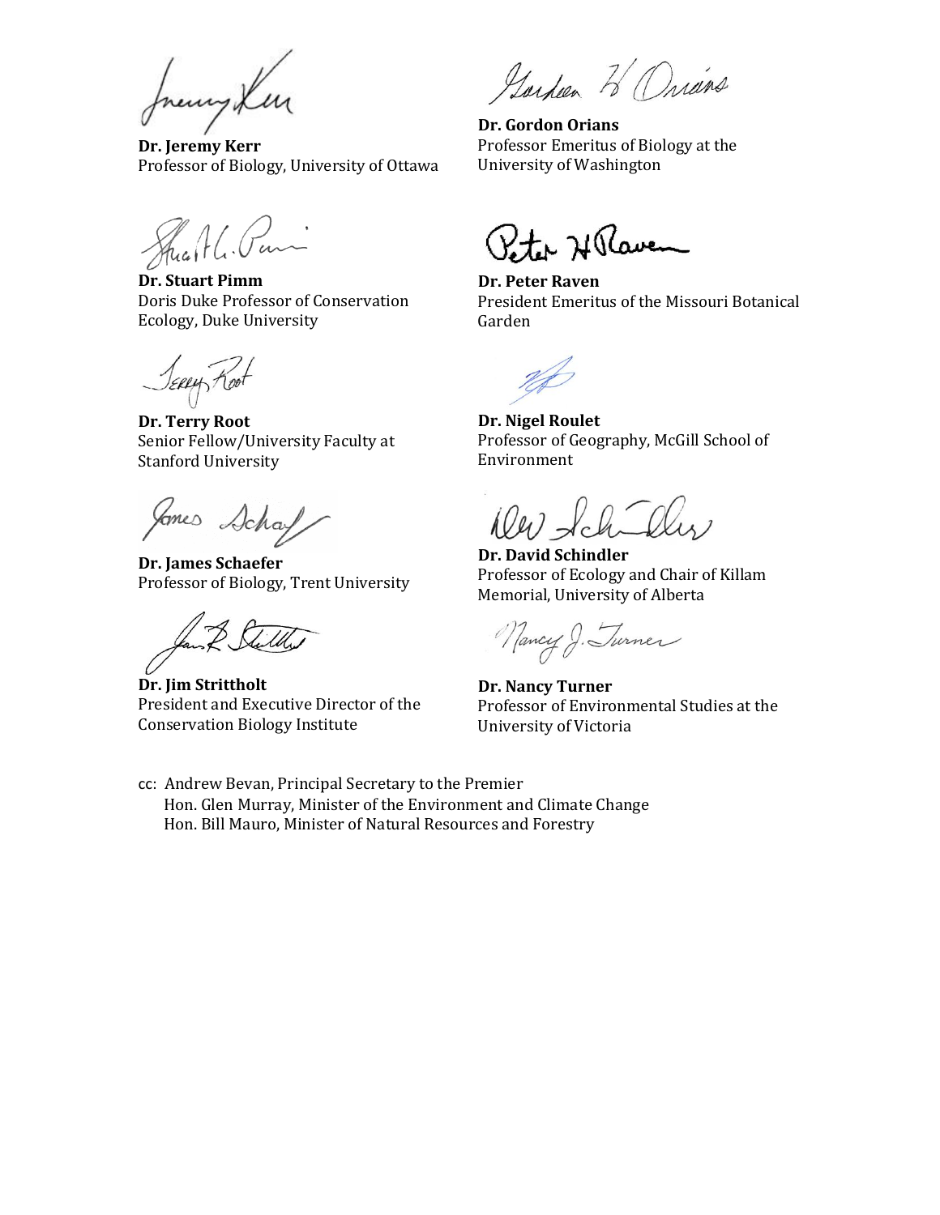**Dr. Jeremy Kerr**
Professor of Biology, University of Ottawa

**Dr. Gordon Orians**
Professor Emeritus of Biology at the University of Washington

**Dr. Stuart Pimm**
Doris Duke Professor of Conservation Ecology, Duke University

**Dr. Peter Raven**
President Emeritus of the Missouri Botanical Garden

**Dr. Terry Root**
Senior Fellow/University Faculty at Stanford University

**Dr. Nigel Roulet**
Professor of Geography, McGill School of Environment

**Dr. James Schaefer**
Professor of Biology, Trent University

**Dr. David Schindler**
Professor of Ecology and Chair of Killam Memorial, University of Alberta

**Dr. Jim Strittholt**
President and Executive Director of the Conservation Biology Institute

**Dr. Nancy Turner**
Professor of Environmental Studies at the University of Victoria

cc: Andrew Bevan, Principal Secretary to the Premier
Hon. Glen Murray, Minister of the Environment and Climate Change
Hon. Bill Mauro, Minister of Natural Resources and Forestry